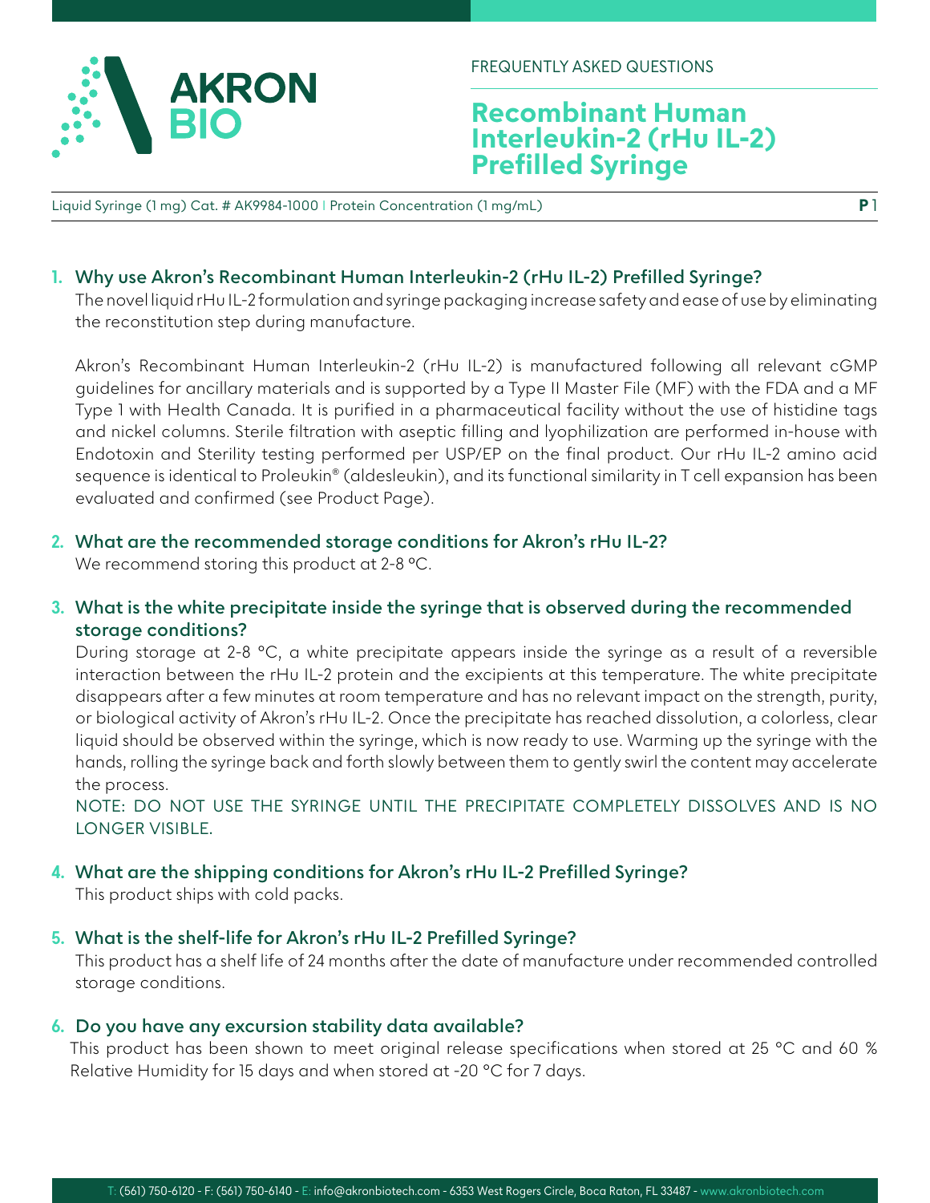FREQUENTLY ASKED QUESTIONS

# Recombinant Human Interleukin-2 (rHu IL-2) Prefilled Syringe

Liquid Syringe (1 mg) Cat. # AK9984-1000 | Protein Concentration (1 mg/mL)

## 1. Why use Akron's Recombinant Human Interleukin-2 (rHu IL-2) Prefilled Syringe?

The novel liquid rHu IL-2 formulation and syringe packaging increase safety and ease of use by eliminating the reconstitution step during manufacture.

Akron's Recombinant Human Interleukin-2 (rHu IL-2) is manufactured following all relevant cGMP guidelines for ancillary materials and is supported by a Type II Master File (MF) with the FDA and a MF Type 1 with Health Canada. It is purified in a pharmaceutical facility without the use of histidine tags and nickel columns. Sterile filtration with aseptic filling and lyophilization are performed in-house with Endotoxin and Sterility testing performed per USP/EP on the final product. Our rHu IL-2 amino acid sequence is identical to Proleukin® (aldesleukin), and its functional similarity in T cell expansion has been evaluated and confirmed (see Product Page).

## 2. What are the recommended storage conditions for Akron's rHu IL-2?

We recommend storing this product at 2-8 °C.

## 3. What is the white precipitate inside the syringe that is observed during the recommended storage conditions?

During storage at 2-8 °C, a white precipitate appears inside the syringe as a result of a reversible interaction between the rHu IL-2 protein and the excipients at this temperature. The white precipitate disappears after a few minutes at room temperature and has no relevant impact on the strength, purity, or biological activity of Akron's rHu IL-2. Once the precipitate has reached dissolution, a colorless, clear liquid should be observed within the syringe, which is now ready to use. Warming up the syringe with the hands, rolling the syringe back and forth slowly between them to gently swirl the content may accelerate the process.

NOTE: DO NOT USE THE SYRINGE UNTIL THE PRECIPITATE COMPLETELY DISSOLVES AND IS NO LONGER VISIBLE.

## 4. What are the shipping conditions for Akron's rHu IL-2 Prefilled Syringe?

This product ships with cold packs.

## 5. What is the shelf-life for Akron's rHu IL-2 Prefilled Syringe?

This product has a shelf life of 24 months after the date of manufacture under recommended controlled storage conditions.

## 6. Do you have any excursion stability data available?

This product has been shown to meet original release specifications when stored at 25 °C and 60 % Relative Humidity for 15 days and when stored at -20 °C for 7 days.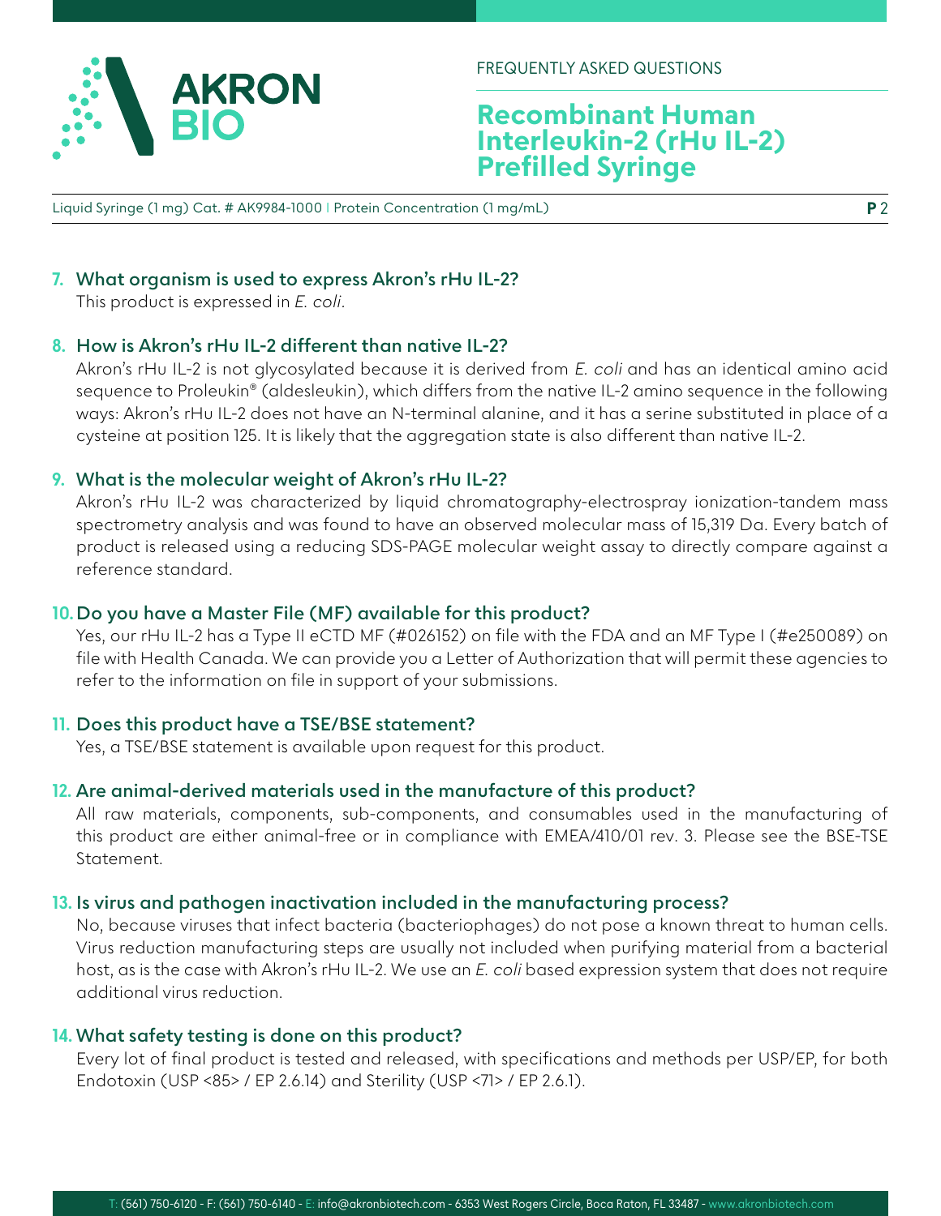7. **What organism is used to express Akron's rHu IL-2?**
   This product is expressed in *E. coli*.

8. **How is Akron's rHu IL-2 different than native IL-2?**
   Akron's rHu IL-2 is not glycosylated because it is derived from *E. coli* and has an identical amino acid sequence to Proleukin® (aldesleukin), which differs from the native IL-2 amino sequence in the following ways: Akron's rHu IL-2 does not have an N-terminal alanine, and it has a serine substituted in place of a cysteine at position 125. It is likely that the aggregation state is also different than native IL-2.

9. **What is the molecular weight of Akron's rHu IL-2?**
   Akron's rHu IL-2 was characterized by liquid chromatography-electrospray ionization-tandem mass spectrometry analysis and was found to have an observed molecular mass of 15,319 Da. Every batch of product is released using a reducing SDS-PAGE molecular weight assay to directly compare against a reference standard.

10. **Do you have a Master File (MF) available for this product?**
    Yes, our rHu IL-2 has a Type II eCTD MF (#026152) on file with the FDA and an MF Type I (#e250089) on file with Health Canada. We can provide you a Letter of Authorization that will permit these agencies to refer to the information on file in support of your submissions.

11. **Does this product have a TSE/BSE statement?**
    Yes, a TSE/BSE statement is available upon request for this product.

12. **Are animal-derived materials used in the manufacture of this product?**
    All raw materials, components, sub-components, and consumables used in the manufacturing of this product are either animal-free or in compliance with EMEA/410/01 rev. 3. Please see the BSE-TSE Statement.

13. **Is virus and pathogen inactivation included in the manufacturing process?**
    No, because viruses that infect bacteria (bacteriophages) do not pose a known threat to human cells. Virus reduction manufacturing steps are usually not included when purifying material from a bacterial host, as is the case with Akron's rHu IL-2. We use an *E. coli* based expression system that does not require additional virus reduction.

14. **What safety testing is done on this product?**
    Every lot of final product is tested and released, with specifications and methods per USP/EP, for both Endotoxin (USP <85> / EP 2.6.14) and Sterility (USP <71> / EP 2.6.1).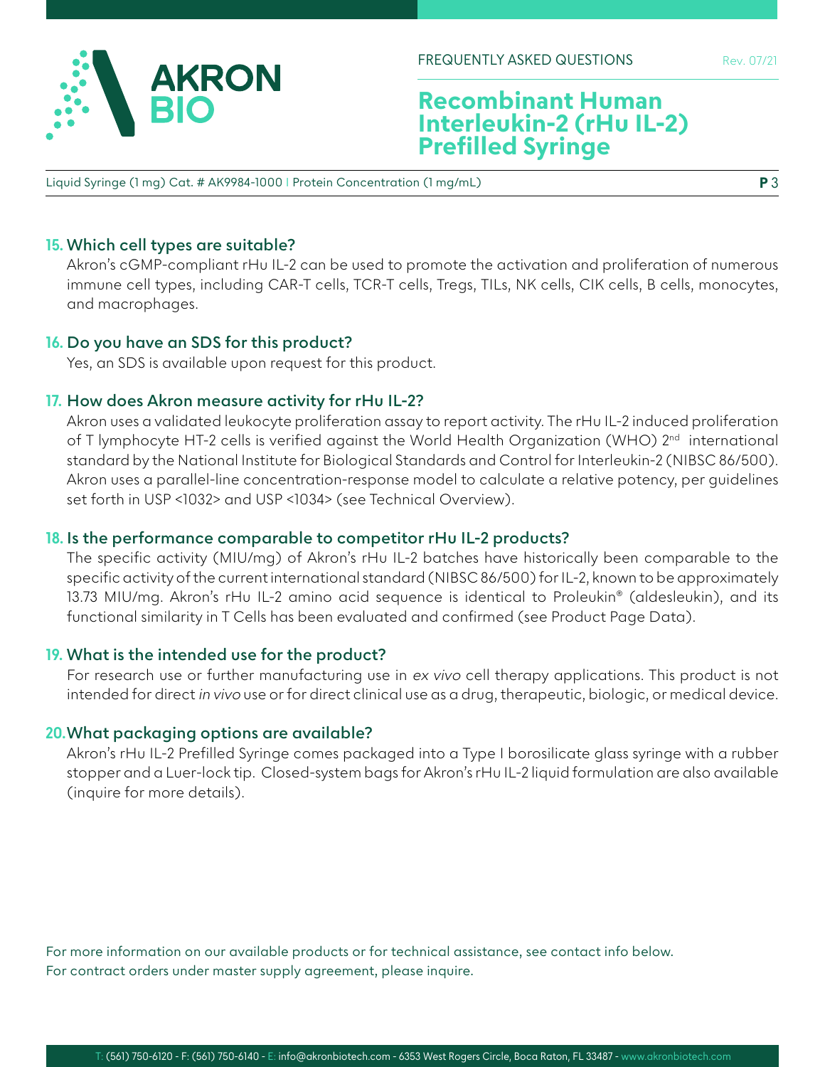### 15. Which cell types are suitable?

Akron's cGMP-compliant rHu IL-2 can be used to promote the activation and proliferation of numerous immune cell types, including CAR-T cells, TCR-T cells, Tregs, TILs, NK cells, CIK cells, B cells, monocytes, and macrophages.

### 16. Do you have an SDS for this product?

Yes, an SDS is available upon request for this product.

### 17. How does Akron measure activity for rHu IL-2?

Akron uses a validated leukocyte proliferation assay to report activity. The rHu IL-2 induced proliferation of T lymphocyte HT-2 cells is verified against the World Health Organization (WHO) 2nd international standard by the National Institute for Biological Standards and Control for Interleukin-2 (NIBSC 86/500). Akron uses a parallel-line concentration-response model to calculate a relative potency, per guidelines set forth in USP <1032> and USP <1034> (see Technical Overview).

### 18. Is the performance comparable to competitor rHu IL-2 products?

The specific activity (MIU/mg) of Akron's rHu IL-2 batches have historically been comparable to the specific activity of the current international standard (NIBSC 86/500) for IL-2, known to be approximately 13.73 MIU/mg. Akron's rHu IL-2 amino acid sequence is identical to Proleukin® (aldesleukin), and its functional similarity in T Cells has been evaluated and confirmed (see Product Page Data).

### 19. What is the intended use for the product?

For research use or further manufacturing use in *ex vivo* cell therapy applications. This product is not intended for direct *in vivo* use or for direct clinical use as a drug, therapeutic, biologic, or medical device.

### 20. What packaging options are available?

Akron's rHu IL-2 Prefilled Syringe comes packaged into a Type I borosilicate glass syringe with a rubber stopper and a Luer-lock tip. Closed-system bags for Akron's rHu IL-2 liquid formulation are also available (inquire for more details).

For more information on our available products or for technical assistance, see contact info below.
For contract orders under master supply agreement, please inquire.

T: (561) 750-6120 - F: (561) 750-6140 - E: info@akronbiotech.com - 6353 West Rogers Circle, Boca Raton, FL 33487 - www.akronbiotech.com